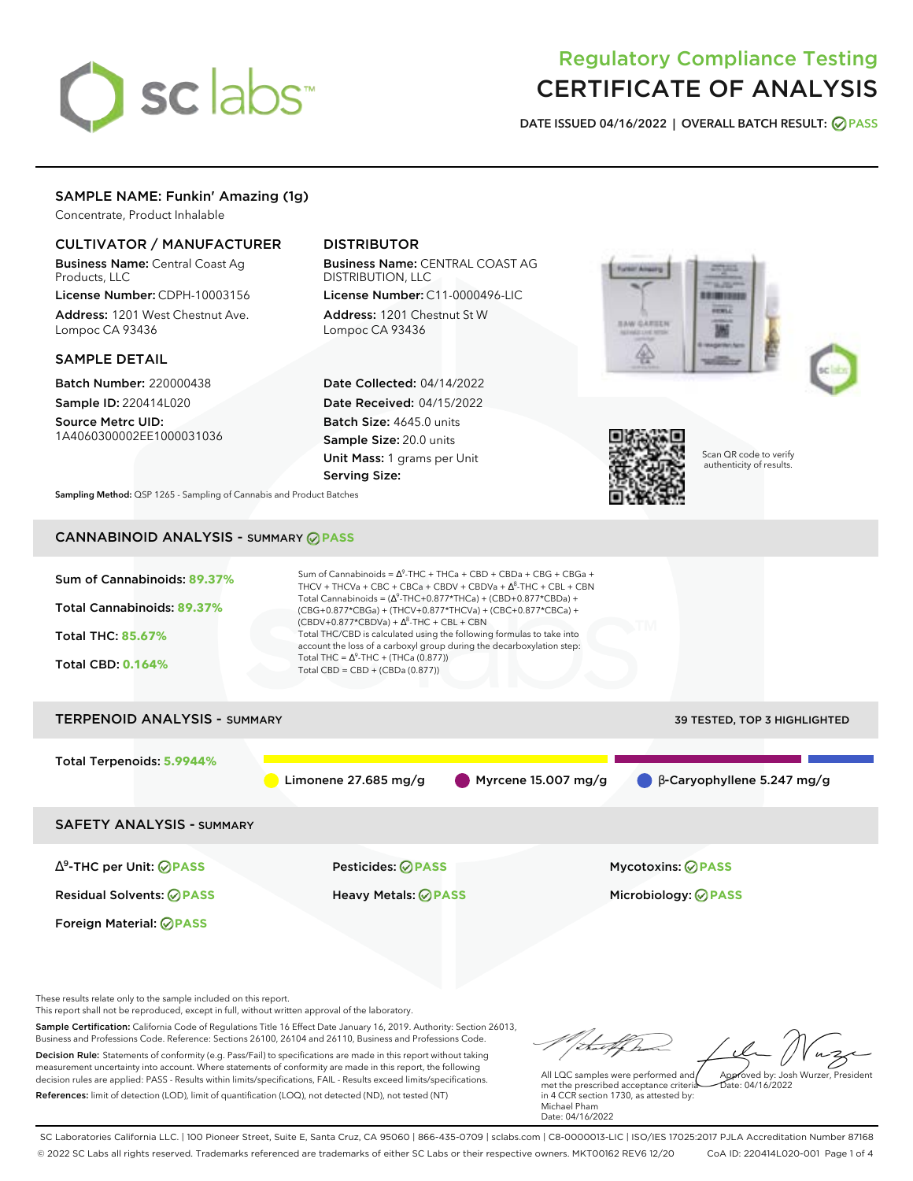# Regulatory Compliance Testing
# CERTIFICATE OF ANALYSIS

**DATE ISSUED 04/16/2022 | OVERALL BATCH RESULT: PASS**

## SAMPLE NAME: Funkin' Amazing (1g)

Concentrate, Product Inhalable

### CULTIVATOR / MANUFACTURER

**Business Name:** Central Coast Ag Products, LLC

**License Number:** CDPH-10003156

**Address:** 1201 West Chestnut Ave. Lompoc CA 93436

### DISTRIBUTOR

**Business Name:** CENTRAL COAST AG DISTRIBUTION, LLC

**License Number:** C11-0000496-LIC

**Address:** 1201 Chestnut St W Lompoc CA 93436

### SAMPLE DETAIL

**Batch Number:** 220000438

**Sample ID:** 220414L020

**Source Metrc UID:** 1A4060300002EE1000031036

**Date Collected:** 04/14/2022

**Date Received:** 04/15/2022

**Batch Size:** 4645.0 units

**Sample Size:** 20.0 units

**Unit Mass:** 1 grams per Unit

**Serving Size:**

Scan QR code to verify authenticity of results.

**Sampling Method:** QSP 1265 - Sampling of Cannabis and Product Batches

## CANNABINOID ANALYSIS - SUMMARY PASS

**Sum of Cannabinoids:** 89.37%

**Total Cannabinoids:** 89.37%

**Total THC:** 85.67%

**Total CBD:** 0.164%

Sum of Cannabinoids = $\Delta^9$-THC + THCa + CBD + CBDa + CBG + CBGa + THCV + THCVa + CBC + CBCa + CBDV + CBDVa + $\Delta^8$-THC + CBL + CBN

Total Cannabinoids = ($\Delta^9$-THC+0.877*THCa) + (CBD+0.877*CBDa) + (CBG+0.877*CBGa) + (THCV+0.877*THCVa) + (CBC+0.877*CBCa) + (CBDV+0.877*CBDVa) + $\Delta^8$-THC + CBL + CBN

Total THC/CBD is calculated using the following formulas to take into account the loss of a carboxyl group during the decarboxylation step:

Total THC = $\Delta^9$-THC + (THCa (0.877))

Total CBD = CBD + (CBDa (0.877))

## TERPENOID ANALYSIS - SUMMARY

39 TESTED, TOP 3 HIGHLIGHTED

**Total Terpenoids:** 5.9944%

Limonene 27.685 mg/g | Myrcene 15.007 mg/g | β-Caryophyllene 5.247 mg/g

## SAFETY ANALYSIS - SUMMARY

| | | |
|---|---|---|
| $\Delta^9$-THC per Unit: PASS | Pesticides: PASS | Mycotoxins: PASS |
| Residual Solvents: PASS | Heavy Metals: PASS | Microbiology: PASS |
| Foreign Material: PASS | | |

These results relate only to the sample included on this report.
This report shall not be reproduced, except in full, without written approval of the laboratory.

**Sample Certification:** California Code of Regulations Title 16 Effect Date January 16, 2019. Authority: Section 26013, Business and Professions Code. Reference: Sections 26100, 26104 and 26110, Business and Professions Code.

**Decision Rule:** Statements of conformity (e.g. Pass/Fail) to specifications are made in this report without taking measurement uncertainty into account. Where statements of conformity are made in this report, the following decision rules are applied: PASS - Results within limits/specifications, FAIL - Results exceed limits/specifications.

**References:** limit of detection (LOD), limit of quantification (LOQ), not detected (ND), not tested (NT)

All LQC samples were performed and met the prescribed acceptance criteria in 4 CCR section 1730, as attested by: Michael Pham
Date: 04/16/2022

Approved by: Josh Wurzer, President
Date: 04/16/2022

SC Laboratories California LLC. | 100 Pioneer Street, Suite E, Santa Cruz, CA 95060 | 866-435-0709 | sclabs.com | C8-0000013-LIC | ISO/IES 17025:2017 PJLA Accreditation Number 87168
© 2022 SC Labs all rights reserved. Trademarks referenced are trademarks of either SC Labs or their respective owners. MKT00162 REV6 12/20 CoA ID: 220414L020-001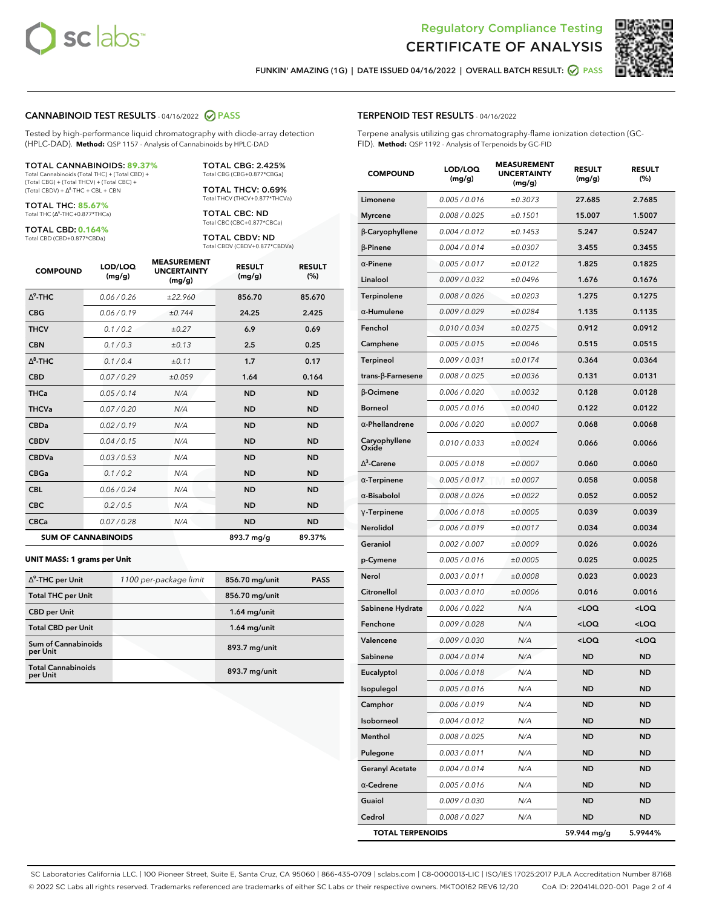# Regulatory Compliance Testing
# CERTIFICATE OF ANALYSIS

FUNKIN' AMAZING (1G) | DATE ISSUED 04/16/2022 | OVERALL BATCH RESULT: PASS

## CANNABINOID TEST RESULTS - 04/16/2022 PASS

Tested by high-performance liquid chromatography with diode-array detection (HPLC-DAD). **Method:** QSP 1157 - Analysis of Cannabinoids by HPLC-DAD

**TOTAL CANNABINOIDS: 89.37%**
Total Cannabinoids (Total THC) + (Total CBD) + (Total CBG) + (Total THCV) + (Total CBC) + (Total CBDV) + Δ8-THC + CBL + CBN

**TOTAL THC: 85.67%**
Total THC (Δ9-THC+0.877*THCa)

**TOTAL CBD: 0.164%**
Total CBD (CBD+0.877*CBDa)

**TOTAL CBG: 2.425%**
Total CBG (CBG+0.877*CBGa)

**TOTAL THCV: 0.69%**
Total THCV (THCV+0.877*THCVa)

**TOTAL CBC: ND**
Total CBC (CBC+0.877*CBCa)

**TOTAL CBDV: ND**
Total CBDV (CBDV+0.877*CBDVa)

| COMPOUND | LOD/LOQ (mg/g) | MEASUREMENT UNCERTAINTY (mg/g) | RESULT (mg/g) | RESULT (%) |
|---|---|---|---|---|
| Δ9-THC | 0.06 / 0.26 | ±22.960 | 856.70 | 85.670 |
| CBG | 0.06 / 0.19 | ±0.744 | 24.25 | 2.425 |
| THCV | 0.1 / 0.2 | ±0.27 | 6.9 | 0.69 |
| CBN | 0.1 / 0.3 | ±0.13 | 2.5 | 0.25 |
| Δ8-THC | 0.1 / 0.4 | ±0.11 | 1.7 | 0.17 |
| CBD | 0.07 / 0.29 | ±0.059 | 1.64 | 0.164 |
| THCa | 0.05 / 0.14 | N/A | ND | ND |
| THCVa | 0.07 / 0.20 | N/A | ND | ND |
| CBDa | 0.02 / 0.19 | N/A | ND | ND |
| CBDV | 0.04 / 0.15 | N/A | ND | ND |
| CBDVa | 0.03 / 0.53 | N/A | ND | ND |
| CBGa | 0.1 / 0.2 | N/A | ND | ND |
| CBL | 0.06 / 0.24 | N/A | ND | ND |
| CBC | 0.2 / 0.5 | N/A | ND | ND |
| CBCa | 0.07 / 0.28 | N/A | ND | ND |
| **SUM OF CANNABINOIDS** | | | 893.7 mg/g | 89.37% |

**UNIT MASS: 1 grams per Unit**

| | | | |
|---|---|---|---|
| Δ9-THC per Unit | 1100 per-package limit | 856.70 mg/unit | PASS |
| Total THC per Unit | | 856.70 mg/unit | |
| CBD per Unit | | 1.64 mg/unit | |
| Total CBD per Unit | | 1.64 mg/unit | |
| Sum of Cannabinoids per Unit | | 893.7 mg/unit | |
| Total Cannabinoids per Unit | | 893.7 mg/unit | |

## TERPENOID TEST RESULTS - 04/16/2022

Terpene analysis utilizing gas chromatography-flame ionization detection (GC-FID). **Method:** QSP 1192 - Analysis of Terpenoids by GC-FID

| COMPOUND | LOD/LOQ (mg/g) | MEASUREMENT UNCERTAINTY (mg/g) | RESULT (mg/g) | RESULT (%) |
|---|---|---|---|---|
| Limonene | 0.005 / 0.016 | ±0.3073 | 27.685 | 2.7685 |
| Myrcene | 0.008 / 0.025 | ±0.1501 | 15.007 | 1.5007 |
| β-Caryophyllene | 0.004 / 0.012 | ±0.1453 | 5.247 | 0.5247 |
| β-Pinene | 0.004 / 0.014 | ±0.0307 | 3.455 | 0.3455 |
| α-Pinene | 0.005 / 0.017 | ±0.0122 | 1.825 | 0.1825 |
| Linalool | 0.009 / 0.032 | ±0.0496 | 1.676 | 0.1676 |
| Terpinolene | 0.008 / 0.026 | ±0.0203 | 1.275 | 0.1275 |
| α-Humulene | 0.009 / 0.029 | ±0.0284 | 1.135 | 0.1135 |
| Fenchol | 0.010 / 0.034 | ±0.0275 | 0.912 | 0.0912 |
| Camphene | 0.005 / 0.015 | ±0.0046 | 0.515 | 0.0515 |
| Terpineol | 0.009 / 0.031 | ±0.0174 | 0.364 | 0.0364 |
| trans-β-Farnesene | 0.008 / 0.025 | ±0.0036 | 0.131 | 0.0131 |
| β-Ocimene | 0.006 / 0.020 | ±0.0032 | 0.128 | 0.0128 |
| Borneol | 0.005 / 0.016 | ±0.0040 | 0.122 | 0.0122 |
| α-Phellandrene | 0.006 / 0.020 | ±0.0007 | 0.068 | 0.0068 |
| Caryophyllene Oxide | 0.010 / 0.033 | ±0.0024 | 0.066 | 0.0066 |
| Δ3-Carene | 0.005 / 0.018 | ±0.0007 | 0.060 | 0.0060 |
| α-Terpinene | 0.005 / 0.017 | ±0.0007 | 0.058 | 0.0058 |
| α-Bisabolol | 0.008 / 0.026 | ±0.0022 | 0.052 | 0.0052 |
| γ-Terpinene | 0.006 / 0.018 | ±0.0005 | 0.039 | 0.0039 |
| Nerolidol | 0.006 / 0.019 | ±0.0017 | 0.034 | 0.0034 |
| Geraniol | 0.002 / 0.007 | ±0.0009 | 0.026 | 0.0026 |
| p-Cymene | 0.005 / 0.016 | ±0.0005 | 0.025 | 0.0025 |
| Nerol | 0.003 / 0.011 | ±0.0008 | 0.023 | 0.0023 |
| Citronellol | 0.003 / 0.010 | ±0.0006 | 0.016 | 0.0016 |
| Sabinene Hydrate | 0.006 / 0.022 | N/A | <LOQ | <LOQ |
| Fenchone | 0.009 / 0.028 | N/A | <LOQ | <LOQ |
| Valencene | 0.009 / 0.030 | N/A | <LOQ | <LOQ |
| Sabinene | 0.004 / 0.014 | N/A | ND | ND |
| Eucalyptol | 0.006 / 0.018 | N/A | ND | ND |
| Isopulegol | 0.005 / 0.016 | N/A | ND | ND |
| Camphor | 0.006 / 0.019 | N/A | ND | ND |
| Isoborneol | 0.004 / 0.012 | N/A | ND | ND |
| Menthol | 0.008 / 0.025 | N/A | ND | ND |
| Pulegone | 0.003 / 0.011 | N/A | ND | ND |
| Geranyl Acetate | 0.004 / 0.014 | N/A | ND | ND |
| α-Cedrene | 0.005 / 0.016 | N/A | ND | ND |
| Guaiol | 0.009 / 0.030 | N/A | ND | ND |
| Cedrol | 0.008 / 0.027 | N/A | ND | ND |
| **TOTAL TERPENOIDS** | | | 59.944 mg/g | 5.9944% |

SC Laboratories California LLC. | 100 Pioneer Street, Suite E, Santa Cruz, CA 95060 | 866-435-0709 | sclabs.com | C8-0000013-LIC | ISO/IES 17025:2017 PJLA Accreditation Number 87168
© 2022 SC Labs all rights reserved. Trademarks referenced are trademarks of either SC Labs or their respective owners. MKT00162 REV6 12/20 CoA ID: 220414L020-001